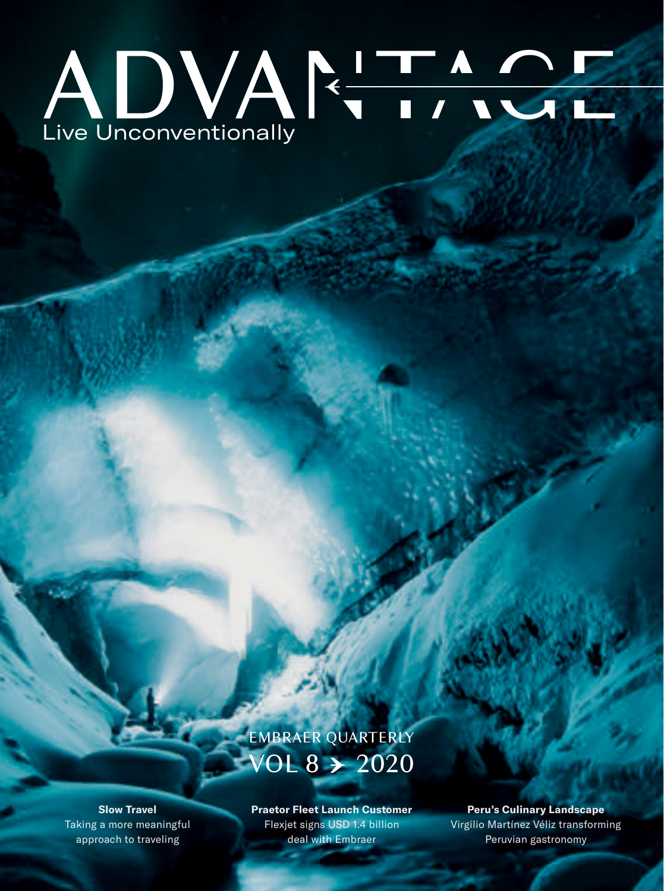# ADVANTAGE

Live Unconventionally

EMBRAER QUARTERLY

VOL 8 ➔ 2020

**Slow Travel**
Taking a more meaningful approach to traveling

**Praetor Fleet Launch Customer**
Flexjet signs USD 1.4 billion deal with Embraer

**Peru's Culinary Landscape**
Virgilio Martínez Véliz transforming Peruvian gastronomy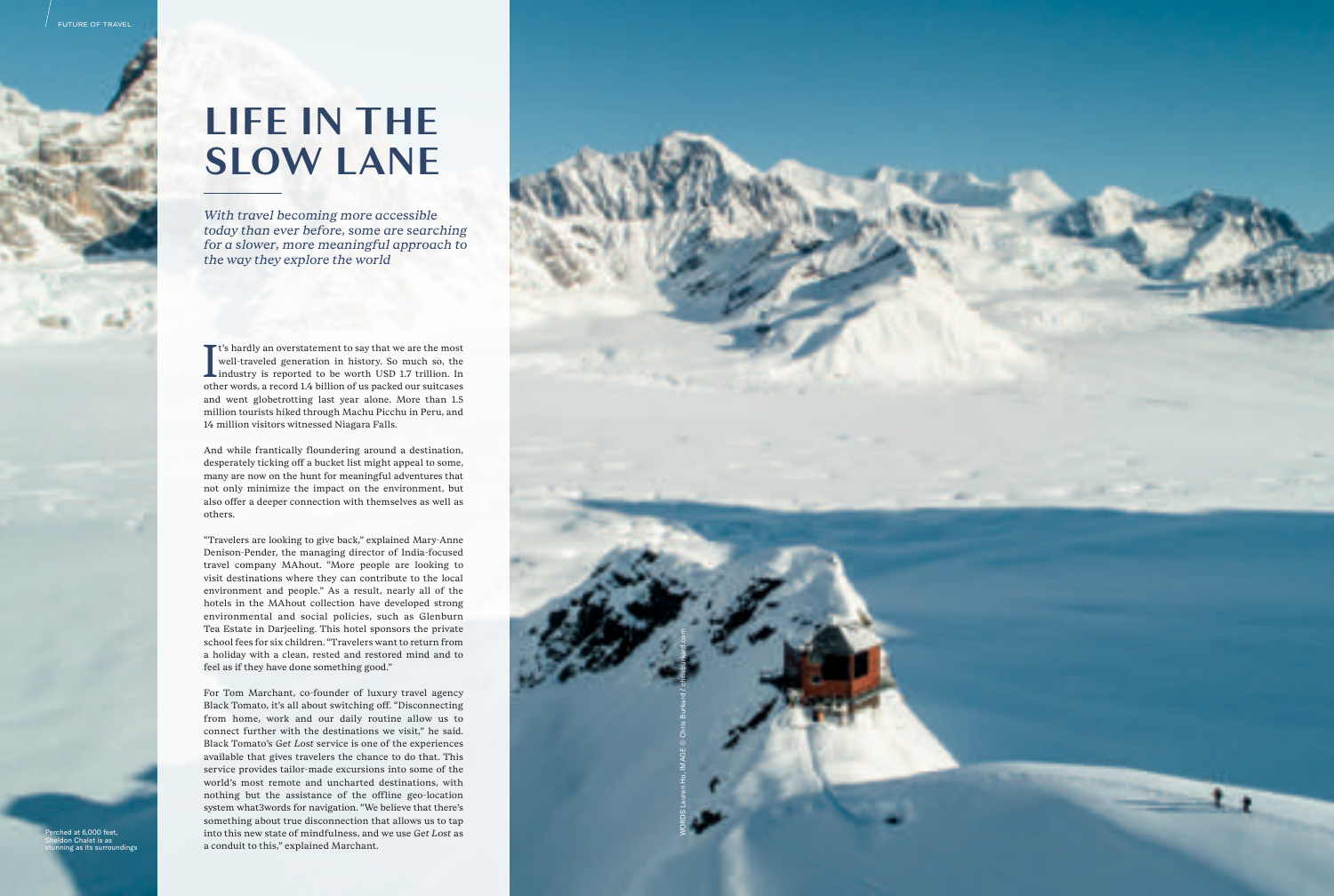# LIFE IN THE SLOW LANE

*With travel becoming more accessible today than ever before, some are searching for a slower, more meaningful approach to the way they explore the world*

It's hardly an overstatement to say that we are the most well-traveled generation in history. So much so, the industry is reported to be worth USD 1.7 trillion. In other words, a record 1.4 billion of us packed our suitcases and went globetrotting last year alone. More than 1.5 million tourists hiked through Machu Picchu in Peru, and 14 million visitors witnessed Niagara Falls.

And while frantically floundering around a destination, desperately ticking off a bucket list might appeal to some, many are now on the hunt for meaningful adventures that not only minimize the impact on the environment, but also offer a deeper connection with themselves as well as others.

"Travelers are looking to give back," explained Mary-Anne Denison-Pender, the managing director of India-focused travel company MAhout. "More people are looking to visit destinations where they can contribute to the local environment and people." As a result, nearly all of the hotels in the MAhout collection have developed strong environmental and social policies, such as Glenburn Tea Estate in Darjeeling. This hotel sponsors the private school fees for six children. "Travelers want to return from a holiday with a clean, rested and restored mind and to feel as if they have done something good."

For Tom Marchant, co-founder of luxury travel agency Black Tomato, it's all about switching off. "Disconnecting from home, work and our daily routine allow us to connect further with the destinations we visit," he said. Black Tomato's *Get Lost* service is one of the experiences available that gives travelers the chance to do that. This service provides tailor-made excursions into some of the world's most remote and uncharted destinations, with nothing but the assistance of the offline geo-location system what3words for navigation. "We believe that there's something about true disconnection that allows us to tap into this new state of mindfulness, and we use *Get Lost* as a conduit to this," explained Marchant.

Perched at 6,000 feet, Sheldon Chalet is as stunning as its surroundings

WORDS Lauren Ho, IMAGE © Chris Burkard / chrisburkard.com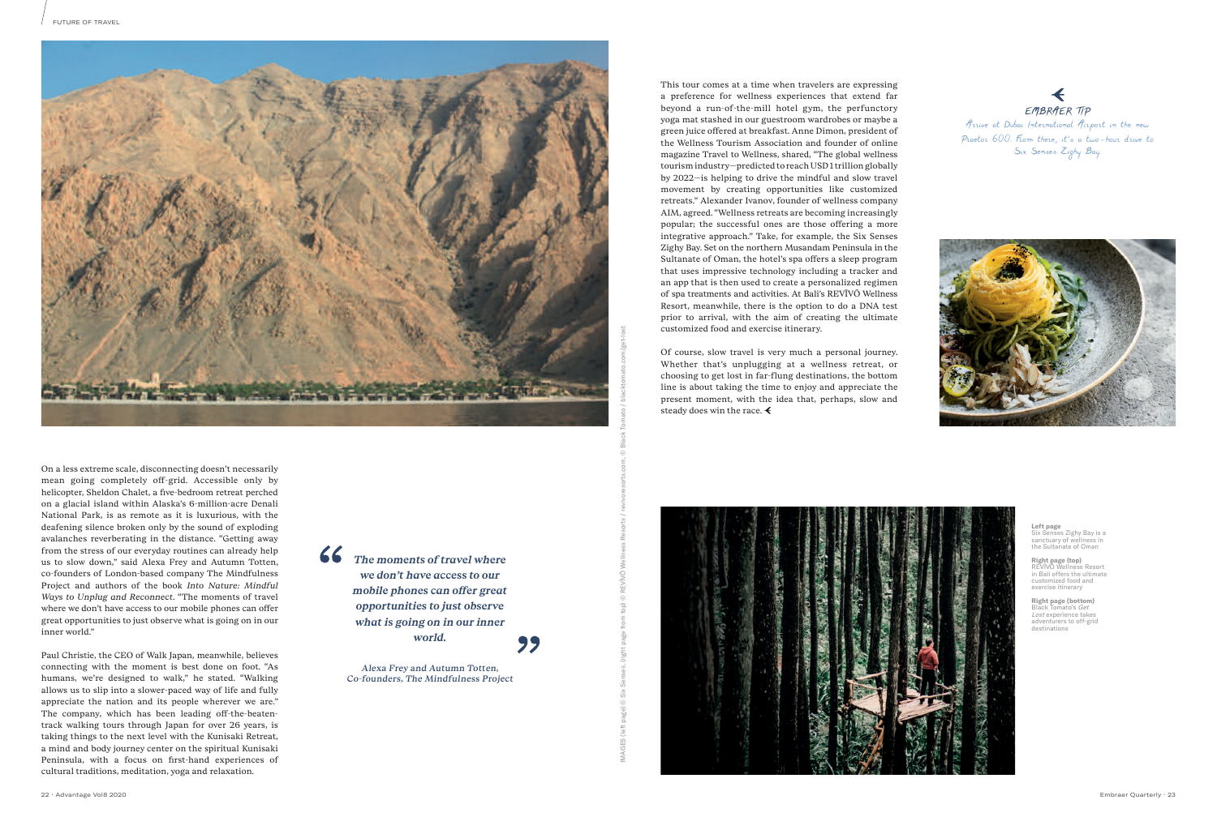On a less extreme scale, disconnecting doesn't necessarily mean going completely off-grid. Accessible only by helicopter, Sheldon Chalet, a five-bedroom retreat perched on a glacial island within Alaska's 6-million-acre Denali National Park, is as remote as it is luxurious, with the deafening silence broken only by the sound of exploding avalanches reverberating in the distance. "Getting away from the stress of our everyday routines can already help us to slow down," said Alexa Frey and Autumn Totten, co-founders of London-based company The Mindfulness Project and authors of the book *Into Nature: Mindful Ways to Unplug and Reconnect*. "The moments of travel where we don't have access to our mobile phones can offer great opportunities to just observe what is going on in our inner world."

Paul Christie, the CEO of Walk Japan, meanwhile, believes connecting with the moment is best done on foot. "As humans, we're designed to walk," he stated. "Walking allows us to slip into a slower-paced way of life and fully appreciate the nation and its people wherever we are." The company, which has been leading off-the-beaten-track walking tours through Japan for over 26 years, is taking things to the next level with the Kunisaki Retreat, a mind and body journey center on the spiritual Kunisaki Peninsula, with a focus on first-hand experiences of cultural traditions, meditation, yoga and relaxation.

> ***"The moments of travel where we don't have access to our mobile phones can offer great opportunities to just observe what is going on in our inner world."***
>
> *Alexa Frey and Autumn Totten, Co-founders, The Mindfulness Project*

This tour comes at a time when travelers are expressing a preference for wellness experiences that extend far beyond a run-of-the-mill hotel gym, the perfunctory yoga mat stashed in our guestroom wardrobes or maybe a green juice offered at breakfast. Anne Dimon, president of the Wellness Tourism Association and founder of online magazine Travel to Wellness, shared, "The global wellness tourism industry—predicted to reach USD 1 trillion globally by 2022—is helping to drive the mindful and slow travel movement by creating opportunities like customized retreats." Alexander Ivanov, founder of wellness company AIM, agreed. "Wellness retreats are becoming increasingly popular; the successful ones are those offering a more integrative approach." Take, for example, the Six Senses Zighy Bay. Set on the northern Musandam Peninsula in the Sultanate of Oman, the hotel's spa offers a sleep program that uses impressive technology including a tracker and an app that is then used to create a personalized regimen of spa treatments and activities. At Bali's REVĪVŌ Wellness Resort, meanwhile, there is the option to do a DNA test prior to arrival, with the aim of creating the ultimate customized food and exercise itinerary.

Of course, slow travel is very much a personal journey. Whether that's unplugging at a wellness retreat, or choosing to get lost in far-flung destinations, the bottom line is about taking the time to enjoy and appreciate the present moment, with the idea that, perhaps, slow and steady does win the race.

**EMBRAER TIP**

Arrive at Dubai International Airport in the new Praetor 600. From there, it's a two-hour drive to Six Senses Zighy Bay.

**Left page**
Six Senses Zighy Bay is a sanctuary of wellness in the Sultanate of Oman

**Right page (top)**
REVĪVŌ Wellness Resort in Bali offers the ultimate customized food and exercise itinerary

**Right page (bottom)**
Black Tomato's *Get Lost* experience takes adventurers to off-grid destinations

IMAGES (left page) © Six Senses, (right page from top) © REVĪVŌ Wellness Resorts / reviveresorts.com, © Black Tomato / blacktomato.com/get-lost